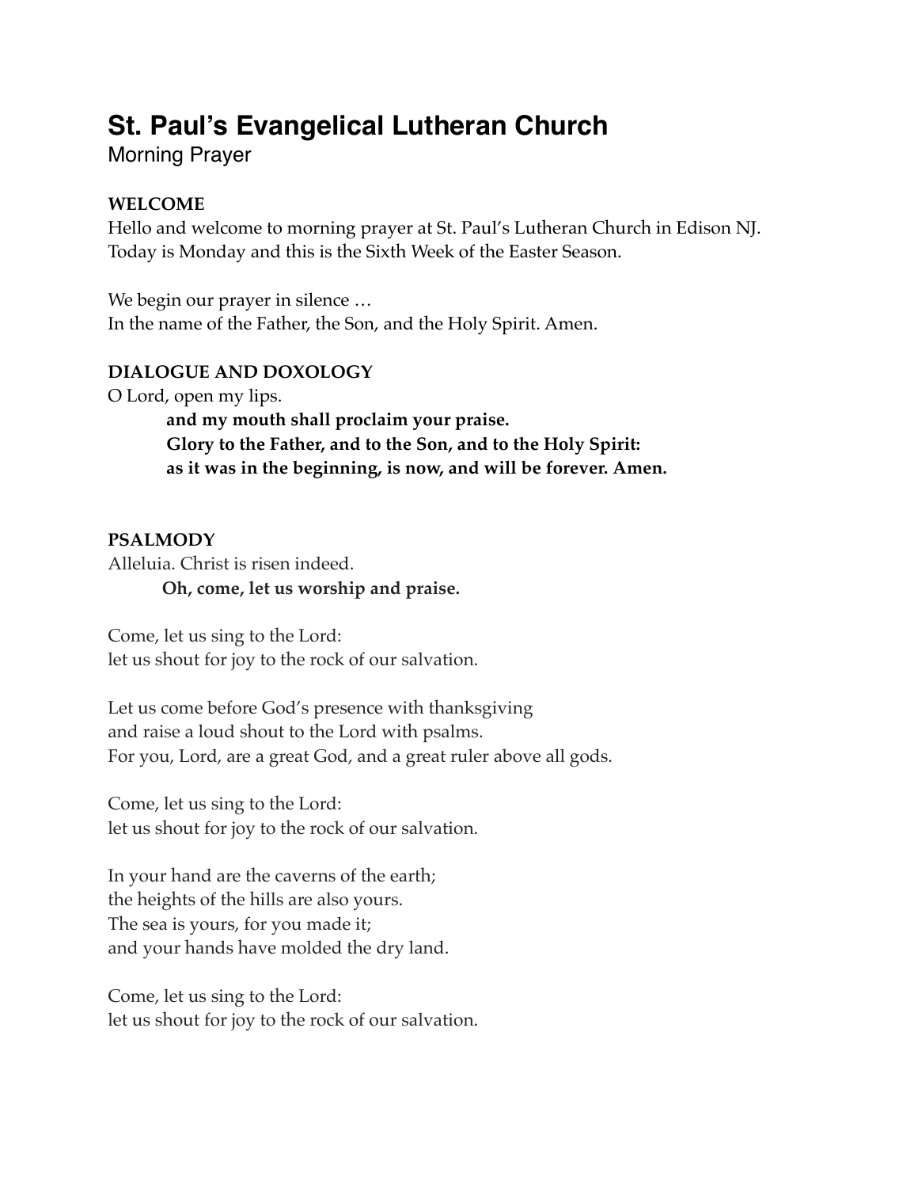# St. Paul's Evangelical Lutheran Church

Morning Prayer

**WELCOME**

Hello and welcome to morning prayer at St. Paul's Lutheran Church in Edison NJ.
Today is Monday and this is the Sixth Week of the Easter Season.

We begin our prayer in silence …
In the name of the Father, the Son, and the Holy Spirit. Amen.

**DIALOGUE AND DOXOLOGY**

O Lord, open my lips.

> **and my mouth shall proclaim your praise.**
> **Glory to the Father, and to the Son, and to the Holy Spirit:**
> **as it was in the beginning, is now, and will be forever. Amen.**

**PSALMODY**

Alleluia. Christ is risen indeed.

> **Oh, come, let us worship and praise.**

Come, let us sing to the Lord:
let us shout for joy to the rock of our salvation.

Let us come before God's presence with thanksgiving
and raise a loud shout to the Lord with psalms.
For you, Lord, are a great God, and a great ruler above all gods.

Come, let us sing to the Lord:
let us shout for joy to the rock of our salvation.

In your hand are the caverns of the earth;
the heights of the hills are also yours.
The sea is yours, for you made it;
and your hands have molded the dry land.

Come, let us sing to the Lord:
let us shout for joy to the rock of our salvation.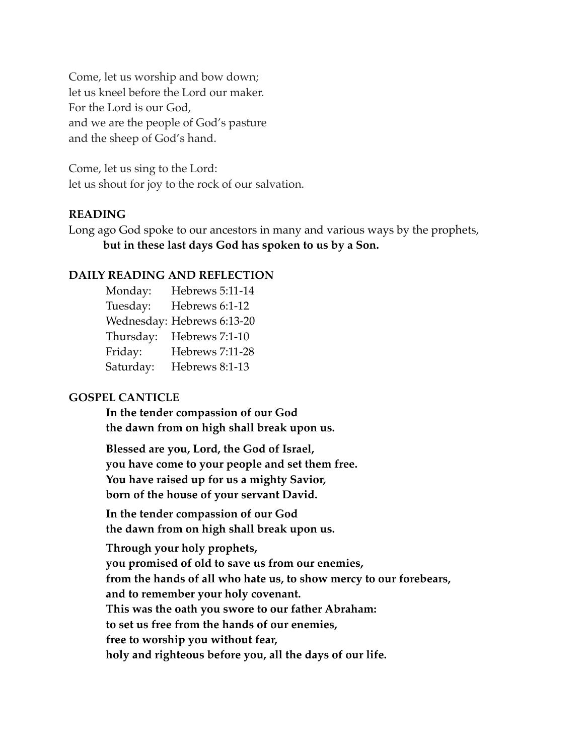Come, let us worship and bow down;
let us kneel before the Lord our maker.
For the Lord is our God,
and we are the people of God's pasture
and the sheep of God's hand.

Come, let us sing to the Lord:
let us shout for joy to the rock of our salvation.

**READING**

Long ago God spoke to our ancestors in many and various ways by the prophets,
**but in these last days God has spoken to us by a Son.**

**DAILY READING AND REFLECTION**

Monday: Hebrews 5:11-14
Tuesday: Hebrews 6:1-12
Wednesday: Hebrews 6:13-20
Thursday: Hebrews 7:1-10
Friday: Hebrews 7:11-28
Saturday: Hebrews 8:1-13

**GOSPEL CANTICLE**

**In the tender compassion of our God**
**the dawn from on high shall break upon us.**

**Blessed are you, Lord, the God of Israel,**
**you have come to your people and set them free.**
**You have raised up for us a mighty Savior,**
**born of the house of your servant David.**

**In the tender compassion of our God**
**the dawn from on high shall break upon us.**

**Through your holy prophets,**
**you promised of old to save us from our enemies,**
**from the hands of all who hate us, to show mercy to our forebears,**
**and to remember your holy covenant.**
**This was the oath you swore to our father Abraham:**
**to set us free from the hands of our enemies,**
**free to worship you without fear,**
**holy and righteous before you, all the days of our life.**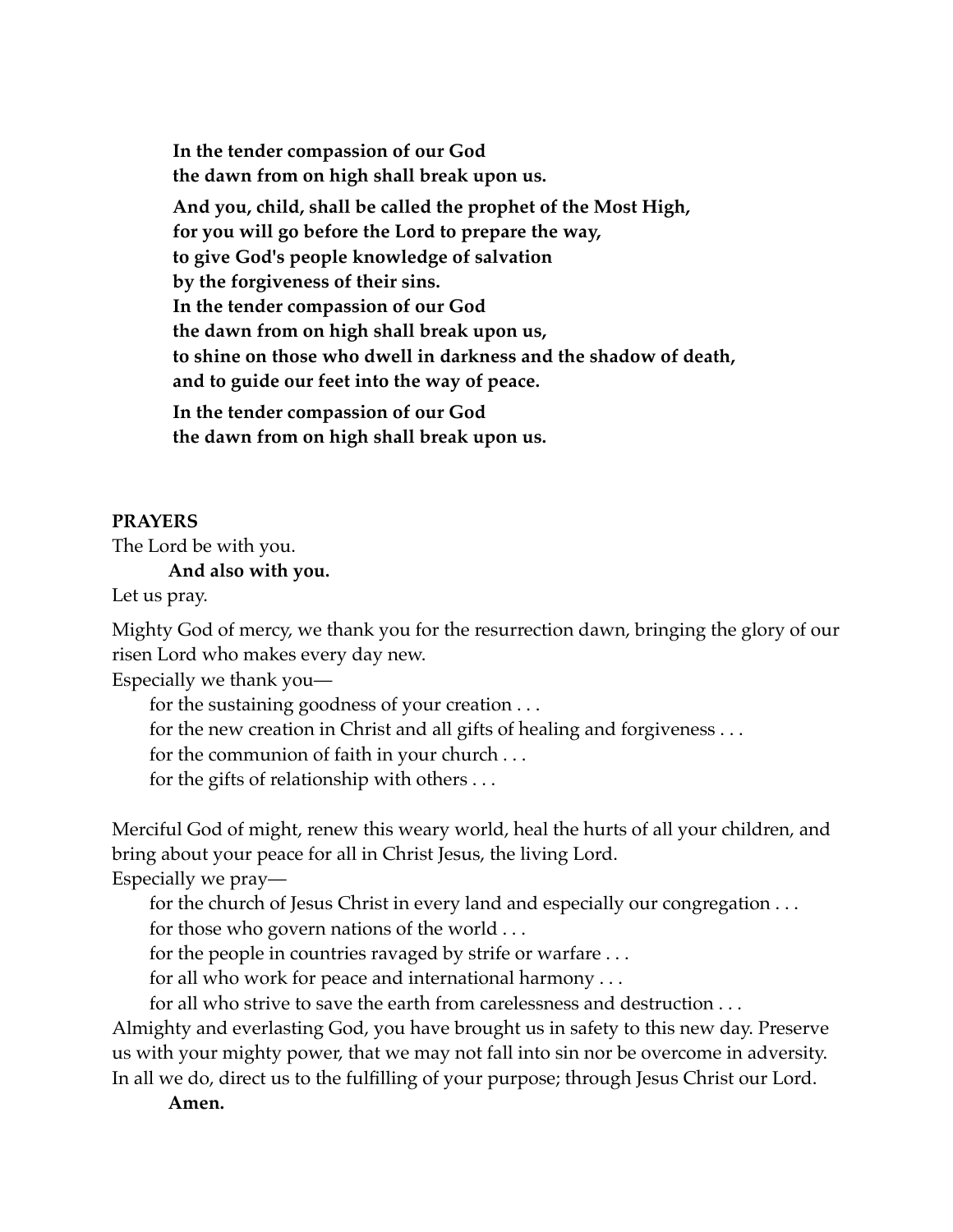**In the tender compassion of our God**
**the dawn from on high shall break upon us.**

**And you, child, shall be called the prophet of the Most High,**
**for you will go before the Lord to prepare the way,**
**to give God's people knowledge of salvation**
**by the forgiveness of their sins.**
**In the tender compassion of our God**
**the dawn from on high shall break upon us,**
**to shine on those who dwell in darkness and the shadow of death,**
**and to guide our feet into the way of peace.**

**In the tender compassion of our God**
**the dawn from on high shall break upon us.**

**PRAYERS**

The Lord be with you.

**And also with you.**

Let us pray.

Mighty God of mercy, we thank you for the resurrection dawn, bringing the glory of our risen Lord who makes every day new.

Especially we thank you—

for the sustaining goodness of your creation . . .
for the new creation in Christ and all gifts of healing and forgiveness . . .
for the communion of faith in your church . . .
for the gifts of relationship with others . . .

Merciful God of might, renew this weary world, heal the hurts of all your children, and bring about your peace for all in Christ Jesus, the living Lord.

Especially we pray—

for the church of Jesus Christ in every land and especially our congregation . . .
for those who govern nations of the world . . .
for the people in countries ravaged by strife or warfare . . .
for all who work for peace and international harmony . . .
for all who strive to save the earth from carelessness and destruction . . .

Almighty and everlasting God, you have brought us in safety to this new day. Preserve us with your mighty power, that we may not fall into sin nor be overcome in adversity. In all we do, direct us to the fulfilling of your purpose; through Jesus Christ our Lord.

**Amen.**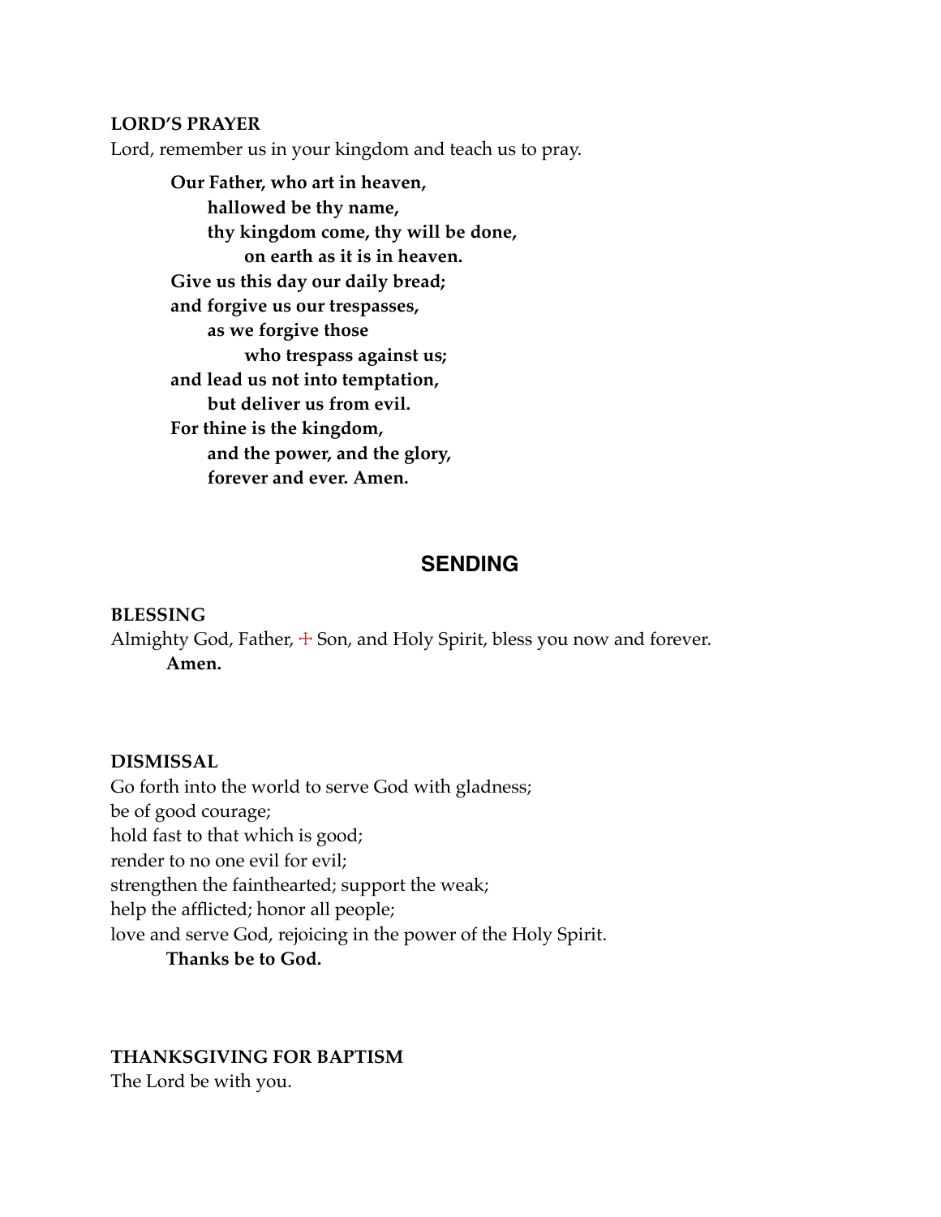**LORD'S PRAYER**

Lord, remember us in your kingdom and teach us to pray.

> **Our Father, who art in heaven,**
> **hallowed be thy name,**
> **thy kingdom come, thy will be done,**
> **on earth as it is in heaven.**
> **Give us this day our daily bread;**
> **and forgive us our trespasses,**
> **as we forgive those**
> **who trespass against us;**
> **and lead us not into temptation,**
> **but deliver us from evil.**
> **For thine is the kingdom,**
> **and the power, and the glory,**
> **forever and ever. Amen.**

## SENDING

**BLESSING**

Almighty God, Father, ☩ Son, and Holy Spirit, bless you now and forever.

**Amen.**

**DISMISSAL**

Go forth into the world to serve God with gladness;
be of good courage;
hold fast to that which is good;
render to no one evil for evil;
strengthen the fainthearted; support the weak;
help the afflicted; honor all people;
love and serve God, rejoicing in the power of the Holy Spirit.

**Thanks be to God.**

**THANKSGIVING FOR BAPTISM**

The Lord be with you.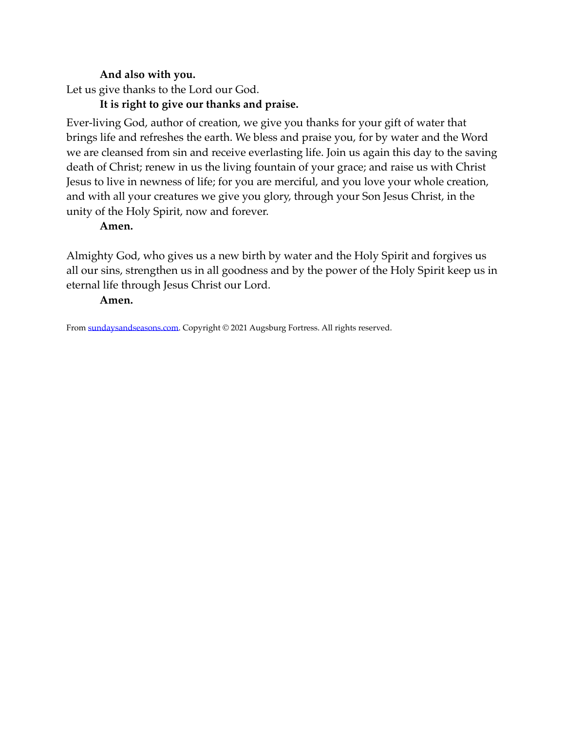**And also with you.**

Let us give thanks to the Lord our God.

**It is right to give our thanks and praise.**

Ever-living God, author of creation, we give you thanks for your gift of water that brings life and refreshes the earth. We bless and praise you, for by water and the Word we are cleansed from sin and receive everlasting life. Join us again this day to the saving death of Christ; renew in us the living fountain of your grace; and raise us with Christ Jesus to live in newness of life; for you are merciful, and you love your whole creation, and with all your creatures we give you glory, through your Son Jesus Christ, in the unity of the Holy Spirit, now and forever.

**Amen.**

Almighty God, who gives us a new birth by water and the Holy Spirit and forgives us all our sins, strengthen us in all goodness and by the power of the Holy Spirit keep us in eternal life through Jesus Christ our Lord.

**Amen.**

From [sundaysandseasons.com](sundaysandseasons.com). Copyright © 2021 Augsburg Fortress. All rights reserved.